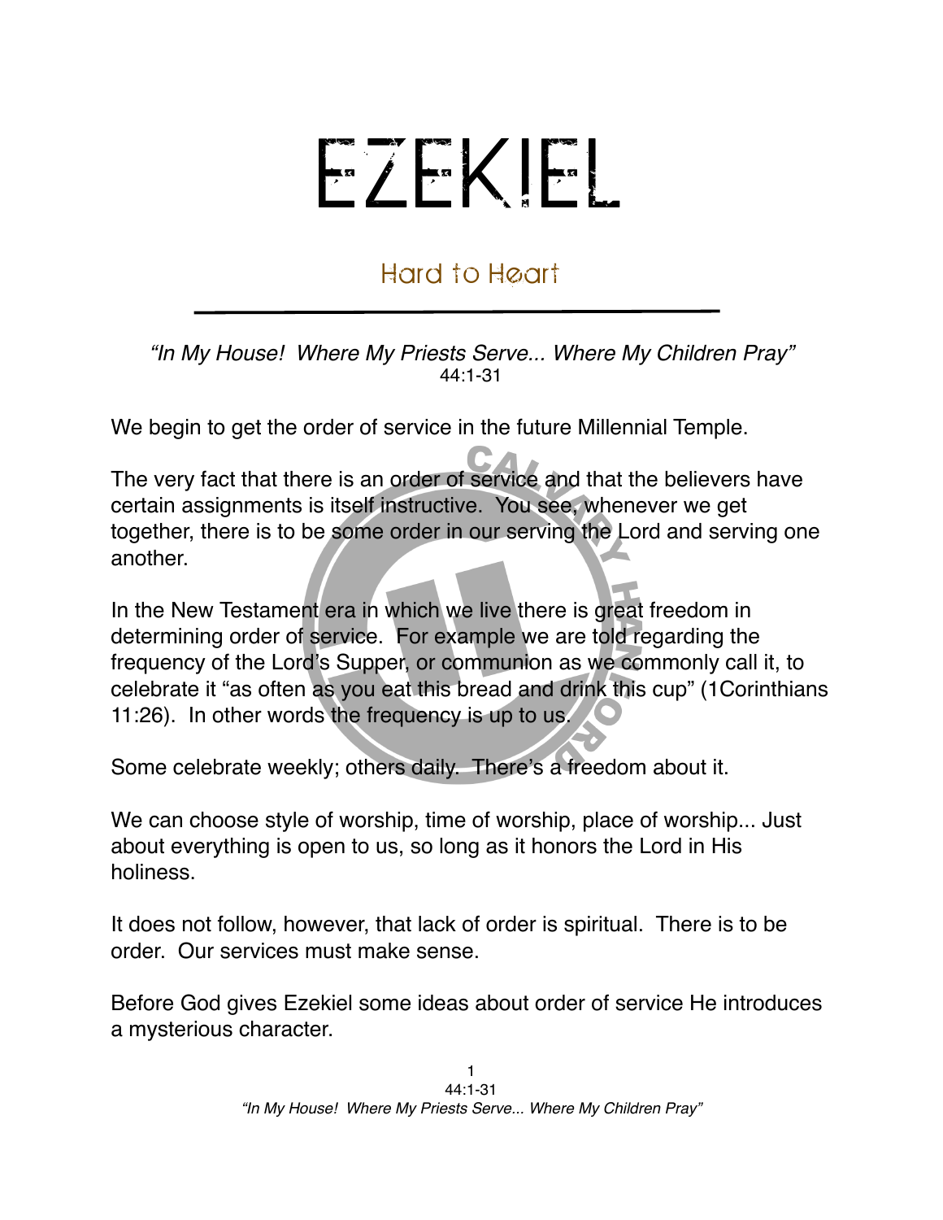# EZEKIEL

## Hard to Heart

*"In My House! Where My Priests Serve... Where My Children Pray"*
44:1-31

We begin to get the order of service in the future Millennial Temple.

The very fact that there is an order of service and that the believers have certain assignments is itself instructive. You see, whenever we get together, there is to be some order in our serving the Lord and serving one another.

In the New Testament era in which we live there is great freedom in determining order of service. For example we are told regarding the frequency of the Lord's Supper, or communion as we commonly call it, to celebrate it "as often as you eat this bread and drink this cup" (1Corinthians 11:26). In other words the frequency is up to us.

Some celebrate weekly; others daily. There's a freedom about it.

We can choose style of worship, time of worship, place of worship... Just about everything is open to us, so long as it honors the Lord in His holiness.

It does not follow, however, that lack of order is spiritual. There is to be order. Our services must make sense.

Before God gives Ezekiel some ideas about order of service He introduces a mysterious character.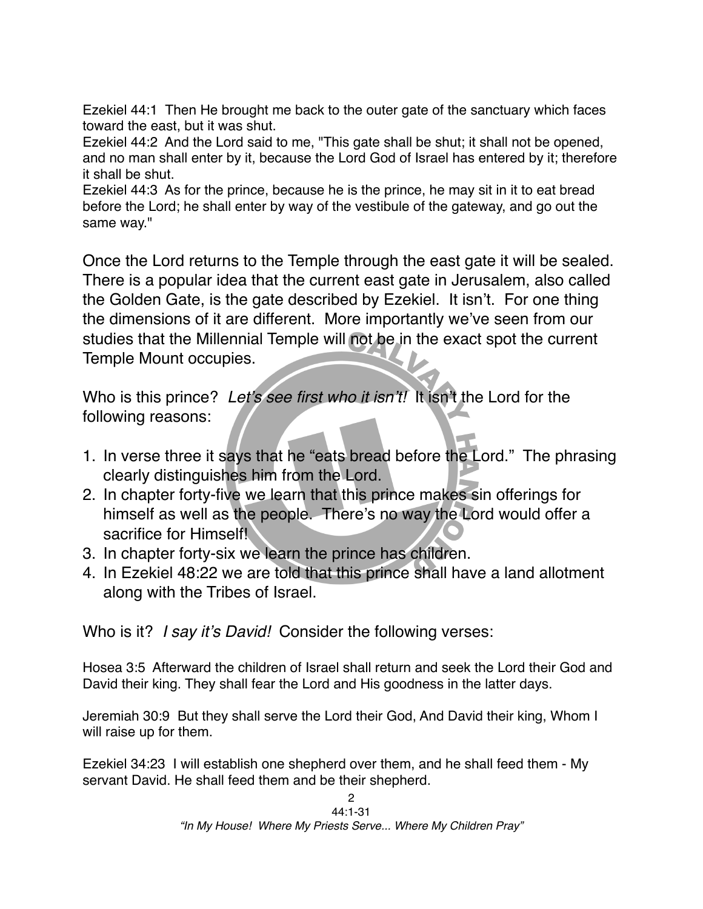Ezekiel 44:1 Then He brought me back to the outer gate of the sanctuary which faces toward the east, but it was shut.
Ezekiel 44:2 And the Lord said to me, "This gate shall be shut; it shall not be opened, and no man shall enter by it, because the Lord God of Israel has entered by it; therefore it shall be shut.
Ezekiel 44:3 As for the prince, because he is the prince, he may sit in it to eat bread before the Lord; he shall enter by way of the vestibule of the gateway, and go out the same way."

Once the Lord returns to the Temple through the east gate it will be sealed. There is a popular idea that the current east gate in Jerusalem, also called the Golden Gate, is the gate described by Ezekiel. It isn't. For one thing the dimensions of it are different. More importantly we've seen from our studies that the Millennial Temple will not be in the exact spot the current Temple Mount occupies.

Who is this prince? *Let's see first who it isn't!* It isn't the Lord for the following reasons:

1. In verse three it says that he "eats bread before the Lord." The phrasing clearly distinguishes him from the Lord.
2. In chapter forty-five we learn that this prince makes sin offerings for himself as well as the people. There's no way the Lord would offer a sacrifice for Himself!
3. In chapter forty-six we learn the prince has children.
4. In Ezekiel 48:22 we are told that this prince shall have a land allotment along with the Tribes of Israel.

Who is it? *I say it's David!* Consider the following verses:

Hosea 3:5 Afterward the children of Israel shall return and seek the Lord their God and David their king. They shall fear the Lord and His goodness in the latter days.

Jeremiah 30:9 But they shall serve the Lord their God, And David their king, Whom I will raise up for them.

Ezekiel 34:23 I will establish one shepherd over them, and he shall feed them - My servant David. He shall feed them and be their shepherd.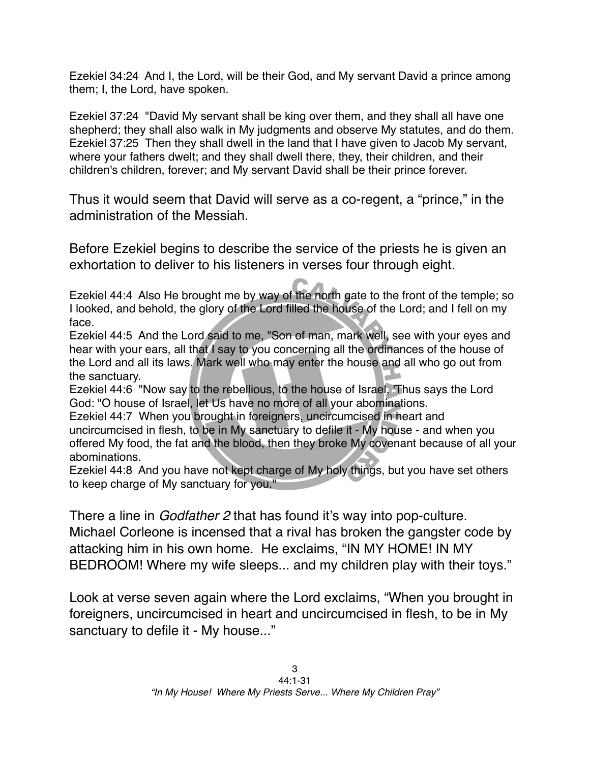Ezekiel 34:24 And I, the Lord, will be their God, and My servant David a prince among them; I, the Lord, have spoken.

Ezekiel 37:24 "David My servant shall be king over them, and they shall all have one shepherd; they shall also walk in My judgments and observe My statutes, and do them.
Ezekiel 37:25 Then they shall dwell in the land that I have given to Jacob My servant, where your fathers dwelt; and they shall dwell there, they, their children, and their children's children, forever; and My servant David shall be their prince forever.

Thus it would seem that David will serve as a co-regent, a "prince," in the administration of the Messiah.

Before Ezekiel begins to describe the service of the priests he is given an exhortation to deliver to his listeners in verses four through eight.

Ezekiel 44:4 Also He brought me by way of the north gate to the front of the temple; so I looked, and behold, the glory of the Lord filled the house of the Lord; and I fell on my face.
Ezekiel 44:5 And the Lord said to me, "Son of man, mark well, see with your eyes and hear with your ears, all that I say to you concerning all the ordinances of the house of the Lord and all its laws. Mark well who may enter the house and all who go out from the sanctuary.
Ezekiel 44:6 "Now say to the rebellious, to the house of Israel, 'Thus says the Lord God: "O house of Israel, let Us have no more of all your abominations.
Ezekiel 44:7 When you brought in foreigners, uncircumcised in heart and uncircumcised in flesh, to be in My sanctuary to defile it - My house - and when you offered My food, the fat and the blood, then they broke My covenant because of all your abominations.
Ezekiel 44:8 And you have not kept charge of My holy things, but you have set others to keep charge of My sanctuary for you."

There a line in *Godfather 2* that has found it's way into pop-culture. Michael Corleone is incensed that a rival has broken the gangster code by attacking him in his own home. He exclaims, "IN MY HOME! IN MY BEDROOM! Where my wife sleeps... and my children play with their toys."

Look at verse seven again where the Lord exclaims, "When you brought in foreigners, uncircumcised in heart and uncircumcised in flesh, to be in My sanctuary to defile it - My house..."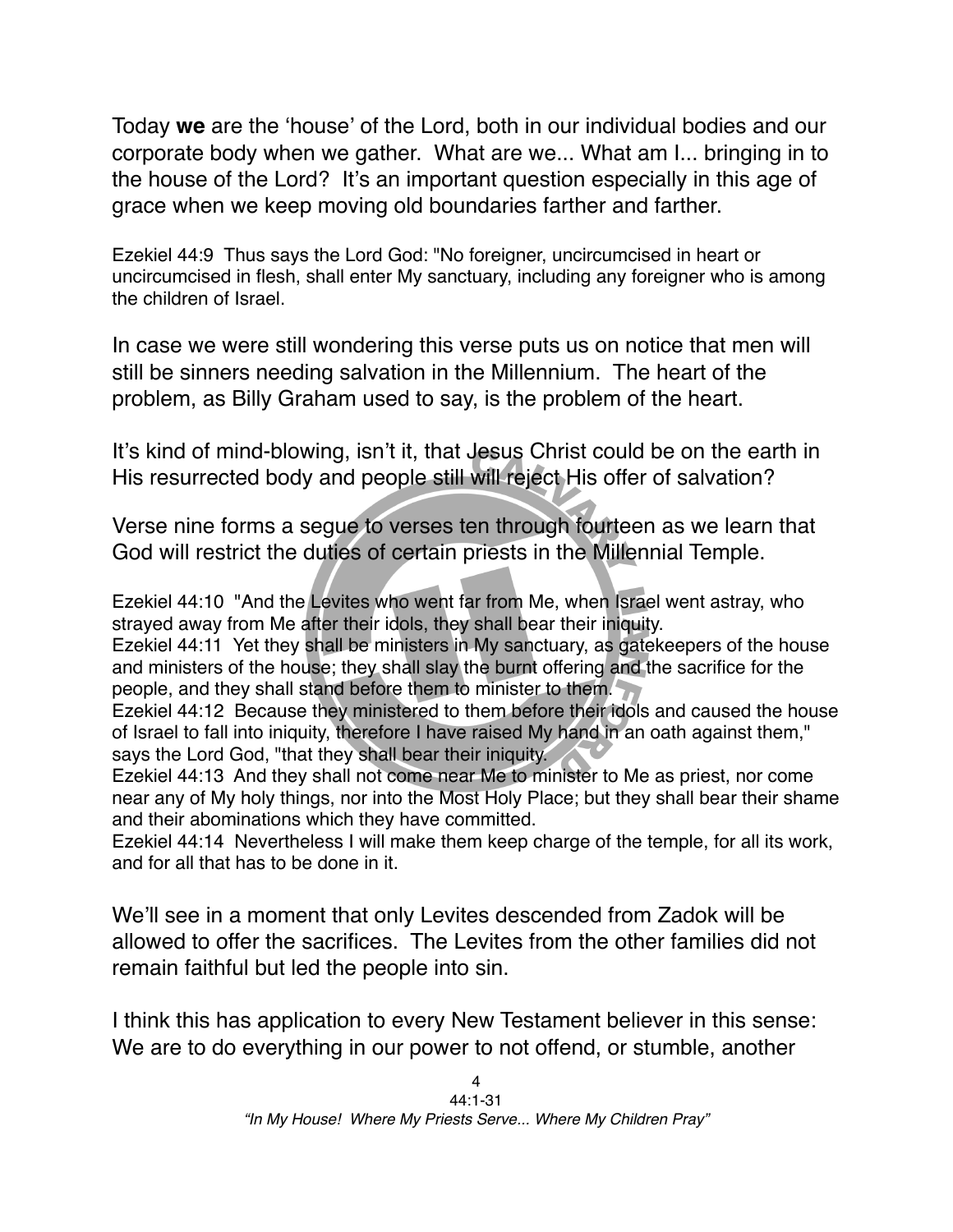Today **we** are the 'house' of the Lord, both in our individual bodies and our corporate body when we gather. What are we... What am I... bringing in to the house of the Lord? It's an important question especially in this age of grace when we keep moving old boundaries farther and farther.

Ezekiel 44:9 Thus says the Lord God: "No foreigner, uncircumcised in heart or uncircumcised in flesh, shall enter My sanctuary, including any foreigner who is among the children of Israel.

In case we were still wondering this verse puts us on notice that men will still be sinners needing salvation in the Millennium. The heart of the problem, as Billy Graham used to say, is the problem of the heart.

It's kind of mind-blowing, isn't it, that Jesus Christ could be on the earth in His resurrected body and people still will reject His offer of salvation?

Verse nine forms a segue to verses ten through fourteen as we learn that God will restrict the duties of certain priests in the Millennial Temple.

Ezekiel 44:10 "And the Levites who went far from Me, when Israel went astray, who strayed away from Me after their idols, they shall bear their iniquity.
Ezekiel 44:11 Yet they shall be ministers in My sanctuary, as gatekeepers of the house and ministers of the house; they shall slay the burnt offering and the sacrifice for the people, and they shall stand before them to minister to them.
Ezekiel 44:12 Because they ministered to them before their idols and caused the house of Israel to fall into iniquity, therefore I have raised My hand in an oath against them," says the Lord God, "that they shall bear their iniquity.
Ezekiel 44:13 And they shall not come near Me to minister to Me as priest, nor come near any of My holy things, nor into the Most Holy Place; but they shall bear their shame and their abominations which they have committed.
Ezekiel 44:14 Nevertheless I will make them keep charge of the temple, for all its work, and for all that has to be done in it.

We'll see in a moment that only Levites descended from Zadok will be allowed to offer the sacrifices. The Levites from the other families did not remain faithful but led the people into sin.

I think this has application to every New Testament believer in this sense: We are to do everything in our power to not offend, or stumble, another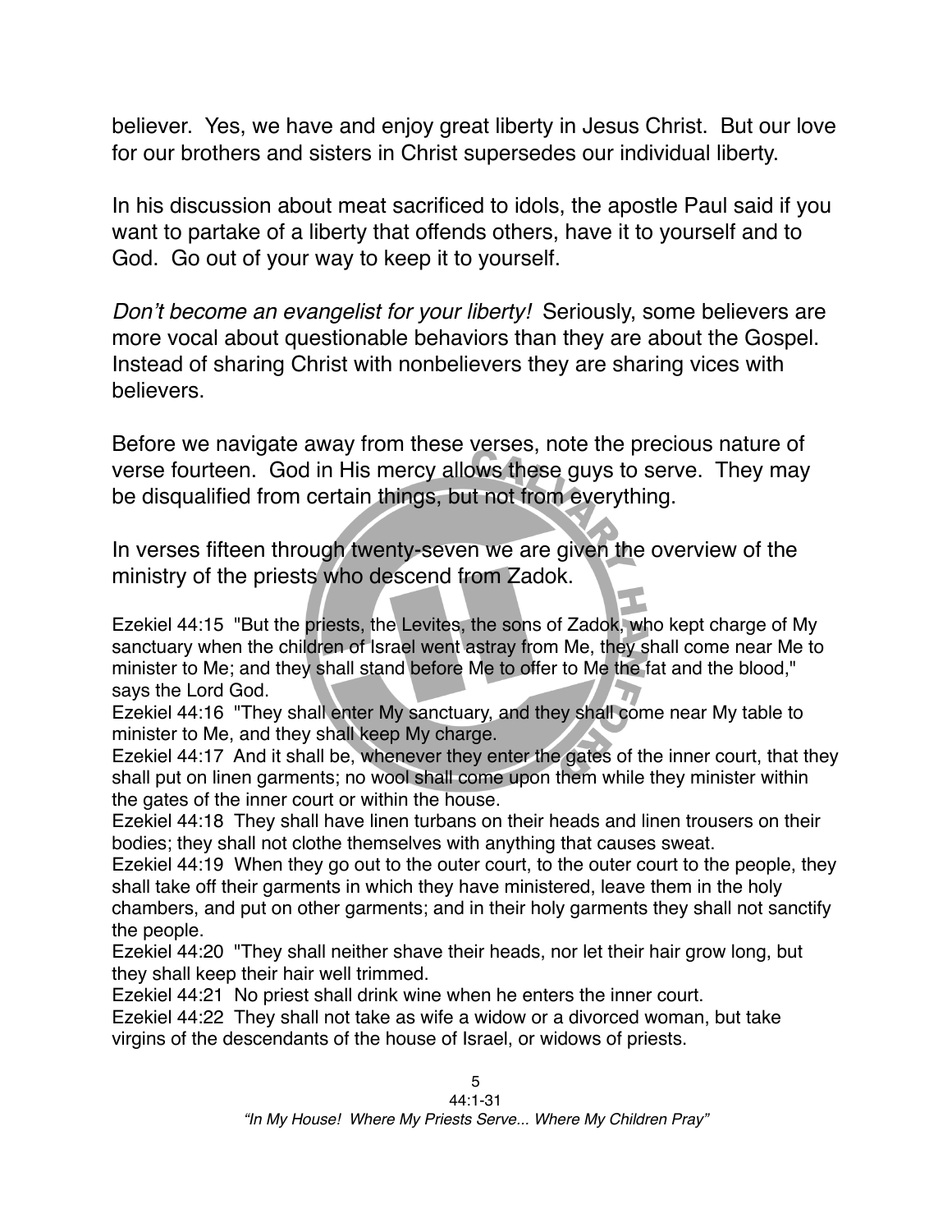believer. Yes, we have and enjoy great liberty in Jesus Christ. But our love for our brothers and sisters in Christ supersedes our individual liberty.

In his discussion about meat sacrificed to idols, the apostle Paul said if you want to partake of a liberty that offends others, have it to yourself and to God. Go out of your way to keep it to yourself.

*Don't become an evangelist for your liberty!* Seriously, some believers are more vocal about questionable behaviors than they are about the Gospel. Instead of sharing Christ with nonbelievers they are sharing vices with believers.

Before we navigate away from these verses, note the precious nature of verse fourteen. God in His mercy allows these guys to serve. They may be disqualified from certain things, but not from everything.

In verses fifteen through twenty-seven we are given the overview of the ministry of the priests who descend from Zadok.

Ezekiel 44:15 "But the priests, the Levites, the sons of Zadok, who kept charge of My sanctuary when the children of Israel went astray from Me, they shall come near Me to minister to Me; and they shall stand before Me to offer to Me the fat and the blood," says the Lord God.
Ezekiel 44:16 "They shall enter My sanctuary, and they shall come near My table to minister to Me, and they shall keep My charge.
Ezekiel 44:17 And it shall be, whenever they enter the gates of the inner court, that they shall put on linen garments; no wool shall come upon them while they minister within the gates of the inner court or within the house.
Ezekiel 44:18 They shall have linen turbans on their heads and linen trousers on their bodies; they shall not clothe themselves with anything that causes sweat.
Ezekiel 44:19 When they go out to the outer court, to the outer court to the people, they shall take off their garments in which they have ministered, leave them in the holy chambers, and put on other garments; and in their holy garments they shall not sanctify the people.
Ezekiel 44:20 "They shall neither shave their heads, nor let their hair grow long, but they shall keep their hair well trimmed.
Ezekiel 44:21 No priest shall drink wine when he enters the inner court.
Ezekiel 44:22 They shall not take as wife a widow or a divorced woman, but take virgins of the descendants of the house of Israel, or widows of priests.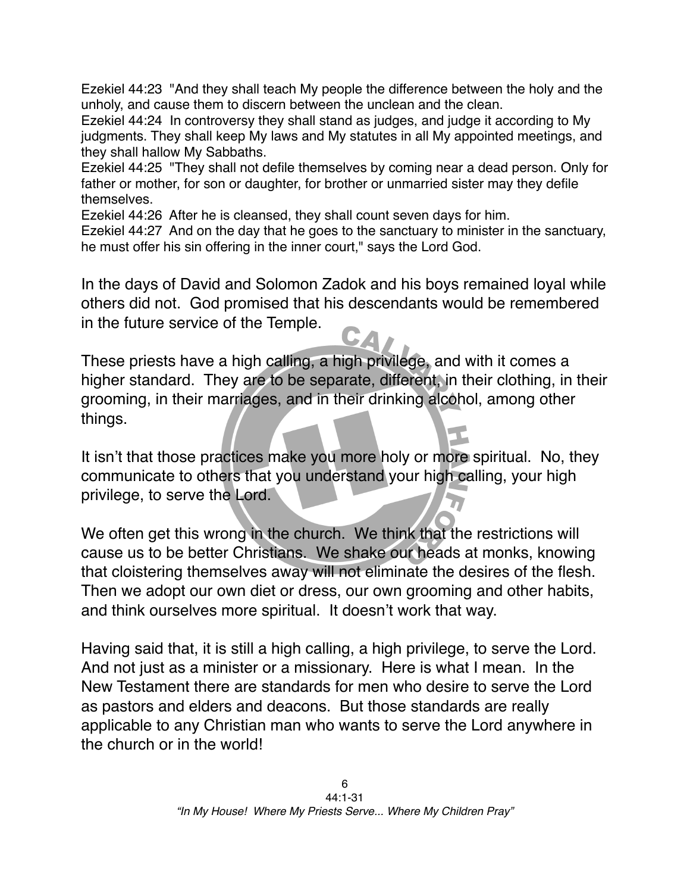Ezekiel 44:23 "And they shall teach My people the difference between the holy and the unholy, and cause them to discern between the unclean and the clean.
Ezekiel 44:24 In controversy they shall stand as judges, and judge it according to My judgments. They shall keep My laws and My statutes in all My appointed meetings, and they shall hallow My Sabbaths.
Ezekiel 44:25 "They shall not defile themselves by coming near a dead person. Only for father or mother, for son or daughter, for brother or unmarried sister may they defile themselves.
Ezekiel 44:26 After he is cleansed, they shall count seven days for him.
Ezekiel 44:27 And on the day that he goes to the sanctuary to minister in the sanctuary, he must offer his sin offering in the inner court," says the Lord God.

In the days of David and Solomon Zadok and his boys remained loyal while others did not. God promised that his descendants would be remembered in the future service of the Temple.

These priests have a high calling, a high privilege, and with it comes a higher standard. They are to be separate, different, in their clothing, in their grooming, in their marriages, and in their drinking alcohol, among other things.

It isn't that those practices make you more holy or more spiritual. No, they communicate to others that you understand your high calling, your high privilege, to serve the Lord.

We often get this wrong in the church. We think that the restrictions will cause us to be better Christians. We shake our heads at monks, knowing that cloistering themselves away will not eliminate the desires of the flesh. Then we adopt our own diet or dress, our own grooming and other habits, and think ourselves more spiritual. It doesn't work that way.

Having said that, it is still a high calling, a high privilege, to serve the Lord. And not just as a minister or a missionary. Here is what I mean. In the New Testament there are standards for men who desire to serve the Lord as pastors and elders and deacons. But those standards are really applicable to any Christian man who wants to serve the Lord anywhere in the church or in the world!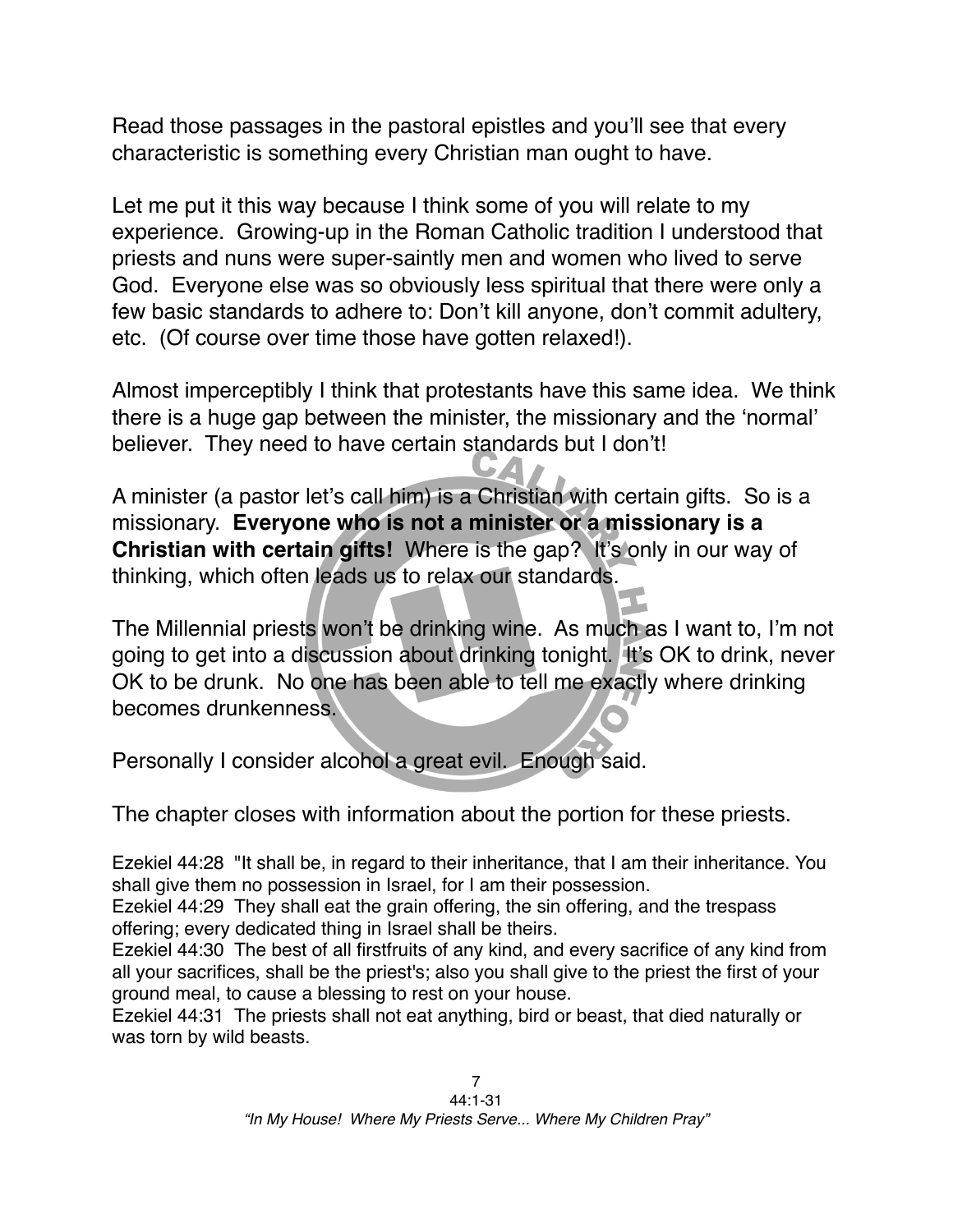Read those passages in the pastoral epistles and you'll see that every characteristic is something every Christian man ought to have.

Let me put it this way because I think some of you will relate to my experience. Growing-up in the Roman Catholic tradition I understood that priests and nuns were super-saintly men and women who lived to serve God. Everyone else was so obviously less spiritual that there were only a few basic standards to adhere to: Don't kill anyone, don't commit adultery, etc. (Of course over time those have gotten relaxed!).

Almost imperceptibly I think that protestants have this same idea. We think there is a huge gap between the minister, the missionary and the 'normal' believer. They need to have certain standards but I don't!

A minister (a pastor let's call him) is a Christian with certain gifts. So is a missionary. **Everyone who is not a minister or a missionary is a Christian with certain gifts!** Where is the gap? It's only in our way of thinking, which often leads us to relax our standards.

The Millennial priests won't be drinking wine. As much as I want to, I'm not going to get into a discussion about drinking tonight. It's OK to drink, never OK to be drunk. No one has been able to tell me exactly where drinking becomes drunkenness.

Personally I consider alcohol a great evil. Enough said.

The chapter closes with information about the portion for these priests.

Ezekiel 44:28 "It shall be, in regard to their inheritance, that I am their inheritance. You shall give them no possession in Israel, for I am their possession.
Ezekiel 44:29 They shall eat the grain offering, the sin offering, and the trespass offering; every dedicated thing in Israel shall be theirs.
Ezekiel 44:30 The best of all firstfruits of any kind, and every sacrifice of any kind from all your sacrifices, shall be the priest's; also you shall give to the priest the first of your ground meal, to cause a blessing to rest on your house.
Ezekiel 44:31 The priests shall not eat anything, bird or beast, that died naturally or was torn by wild beasts.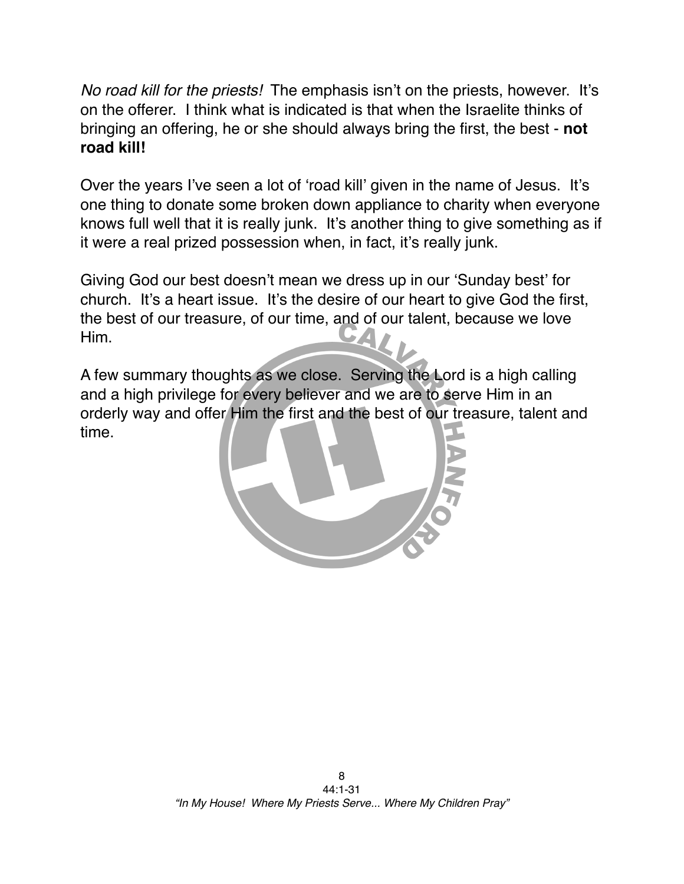*No road kill for the priests!* The emphasis isn't on the priests, however. It's on the offerer. I think what is indicated is that when the Israelite thinks of bringing an offering, he or she should always bring the first, the best - **not road kill!**

Over the years I've seen a lot of 'road kill' given in the name of Jesus. It's one thing to donate some broken down appliance to charity when everyone knows full well that it is really junk. It's another thing to give something as if it were a real prized possession when, in fact, it's really junk.

Giving God our best doesn't mean we dress up in our 'Sunday best' for church. It's a heart issue. It's the desire of our heart to give God the first, the best of our treasure, of our time, and of our talent, because we love Him.

A few summary thoughts as we close. Serving the Lord is a high calling and a high privilege for every believer and we are to serve Him in an orderly way and offer Him the first and the best of our treasure, talent and time.